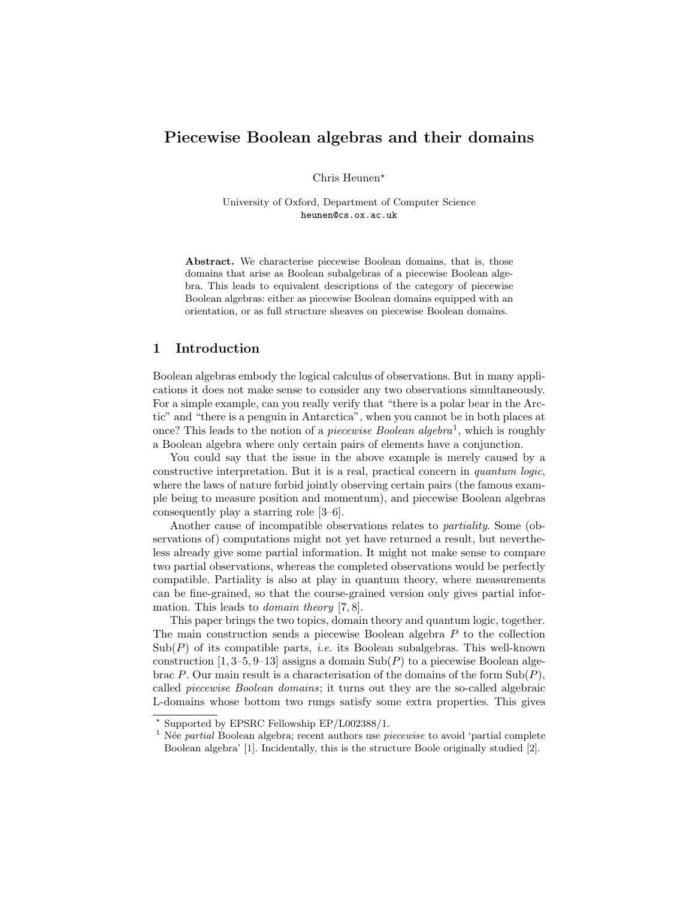# Piecewise Boolean algebras and their domains

Chris Heunen*

University of Oxford, Department of Computer Science
heunen@cs.ox.ac.uk

**Abstract.** We characterise piecewise Boolean domains, that is, those domains that arise as Boolean subalgebras of a piecewise Boolean algebra. This leads to equivalent descriptions of the category of piecewise Boolean algebras: either as piecewise Boolean domains equipped with an orientation, or as full structure sheaves on piecewise Boolean domains.

## 1 Introduction

Boolean algebras embody the logical calculus of observations. But in many applications it does not make sense to consider any two observations simultaneously. For a simple example, can you really verify that "there is a polar bear in the Arctic" and "there is a penguin in Antarctica", when you cannot be in both places at once? This leads to the notion of a *piecewise Boolean algebra*[1], which is roughly a Boolean algebra where only certain pairs of elements have a conjunction.

You could say that the issue in the above example is merely caused by a constructive interpretation. But it is a real, practical concern in *quantum logic*, where the laws of nature forbid jointly observing certain pairs (the famous example being to measure position and momentum), and piecewise Boolean algebras consequently play a starring role [3–6].

Another cause of incompatible observations relates to *partiality*. Some (observations of) computations might not yet have returned a result, but nevertheless already give some partial information. It might not make sense to compare two partial observations, whereas the completed observations would be perfectly compatible. Partiality is also at play in quantum theory, where measurements can be fine-grained, so that the course-grained version only gives partial information. This leads to *domain theory* [7, 8].

This paper brings the two topics, domain theory and quantum logic, together. The main construction sends a piecewise Boolean algebra $P$ to the collection $\mathrm{Sub}(P)$ of its compatible parts, *i.e.* its Boolean subalgebras. This well-known construction [1, 3–5, 9–13] assigns a domain $\mathrm{Sub}(P)$ to a piecewise Boolean algebrac $P$. Our main result is a characterisation of the domains of the form $\mathrm{Sub}(P)$, called *piecewise Boolean domains*; it turns out they are the so-called algebraic L-domains whose bottom two rungs satisfy some extra properties. This gives

---

* Supported by EPSRC Fellowship EP/L002388/1.

[1] Née *partial* Boolean algebra; recent authors use *piecewise* to avoid 'partial complete Boolean algebra' [1]. Incidentally, this is the structure Boole originally studied [2].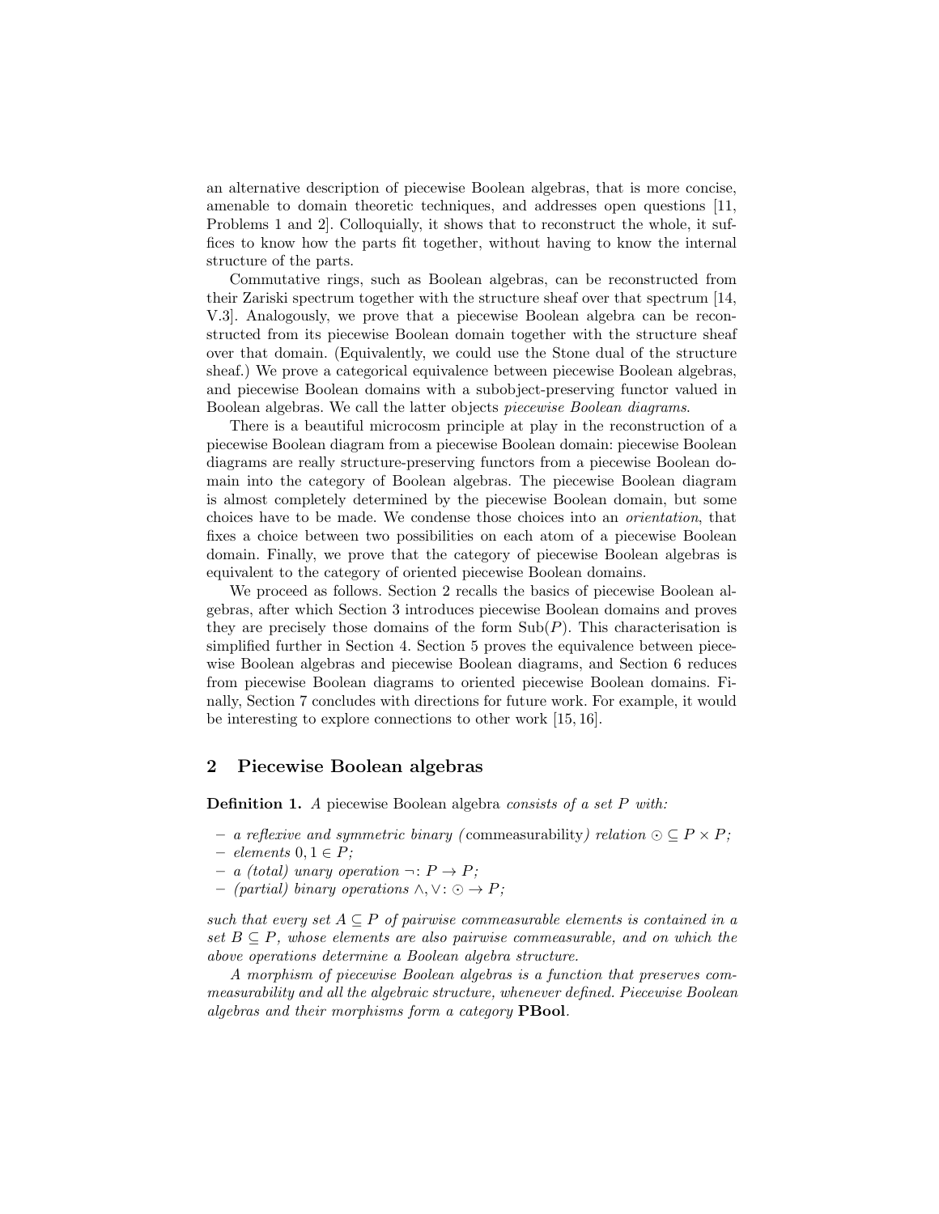an alternative description of piecewise Boolean algebras, that is more concise, amenable to domain theoretic techniques, and addresses open questions [11, Problems 1 and 2]. Colloquially, it shows that to reconstruct the whole, it suffices to know how the parts fit together, without having to know the internal structure of the parts.

Commutative rings, such as Boolean algebras, can be reconstructed from their Zariski spectrum together with the structure sheaf over that spectrum [14, V.3]. Analogously, we prove that a piecewise Boolean algebra can be reconstructed from its piecewise Boolean domain together with the structure sheaf over that domain. (Equivalently, we could use the Stone dual of the structure sheaf.) We prove a categorical equivalence between piecewise Boolean algebras, and piecewise Boolean domains with a subobject-preserving functor valued in Boolean algebras. We call the latter objects *piecewise Boolean diagrams*.

There is a beautiful microcosm principle at play in the reconstruction of a piecewise Boolean diagram from a piecewise Boolean domain: piecewise Boolean diagrams are really structure-preserving functors from a piecewise Boolean domain into the category of Boolean algebras. The piecewise Boolean diagram is almost completely determined by the piecewise Boolean domain, but some choices have to be made. We condense those choices into an *orientation*, that fixes a choice between two possibilities on each atom of a piecewise Boolean domain. Finally, we prove that the category of piecewise Boolean algebras is equivalent to the category of oriented piecewise Boolean domains.

We proceed as follows. Section 2 recalls the basics of piecewise Boolean algebras, after which Section 3 introduces piecewise Boolean domains and proves they are precisely those domains of the form $\mathrm{Sub}(P)$. This characterisation is simplified further in Section 4. Section 5 proves the equivalence between piecewise Boolean algebras and piecewise Boolean diagrams, and Section 6 reduces from piecewise Boolean diagrams to oriented piecewise Boolean domains. Finally, Section 7 concludes with directions for future work. For example, it would be interesting to explore connections to other work [15, 16].

## 2 Piecewise Boolean algebras

**Definition 1.** *A* piecewise Boolean algebra *consists of a set $P$ with:*

- *a reflexive and symmetric binary (*commeasurability*) relation $\odot \subseteq P \times P$;*
- *elements $0, 1 \in P$;*
- *a (total) unary operation $\neg \colon P \to P$;*
- *(partial) binary operations $\wedge, \vee \colon \odot \to P$;*

*such that every set $A \subseteq P$ of pairwise commeasurable elements is contained in a set $B \subseteq P$, whose elements are also pairwise commeasurable, and on which the above operations determine a Boolean algebra structure.*

*A morphism of piecewise Boolean algebras is a function that preserves commeasurability and all the algebraic structure, whenever defined. Piecewise Boolean algebras and their morphisms form a category* **PBool**.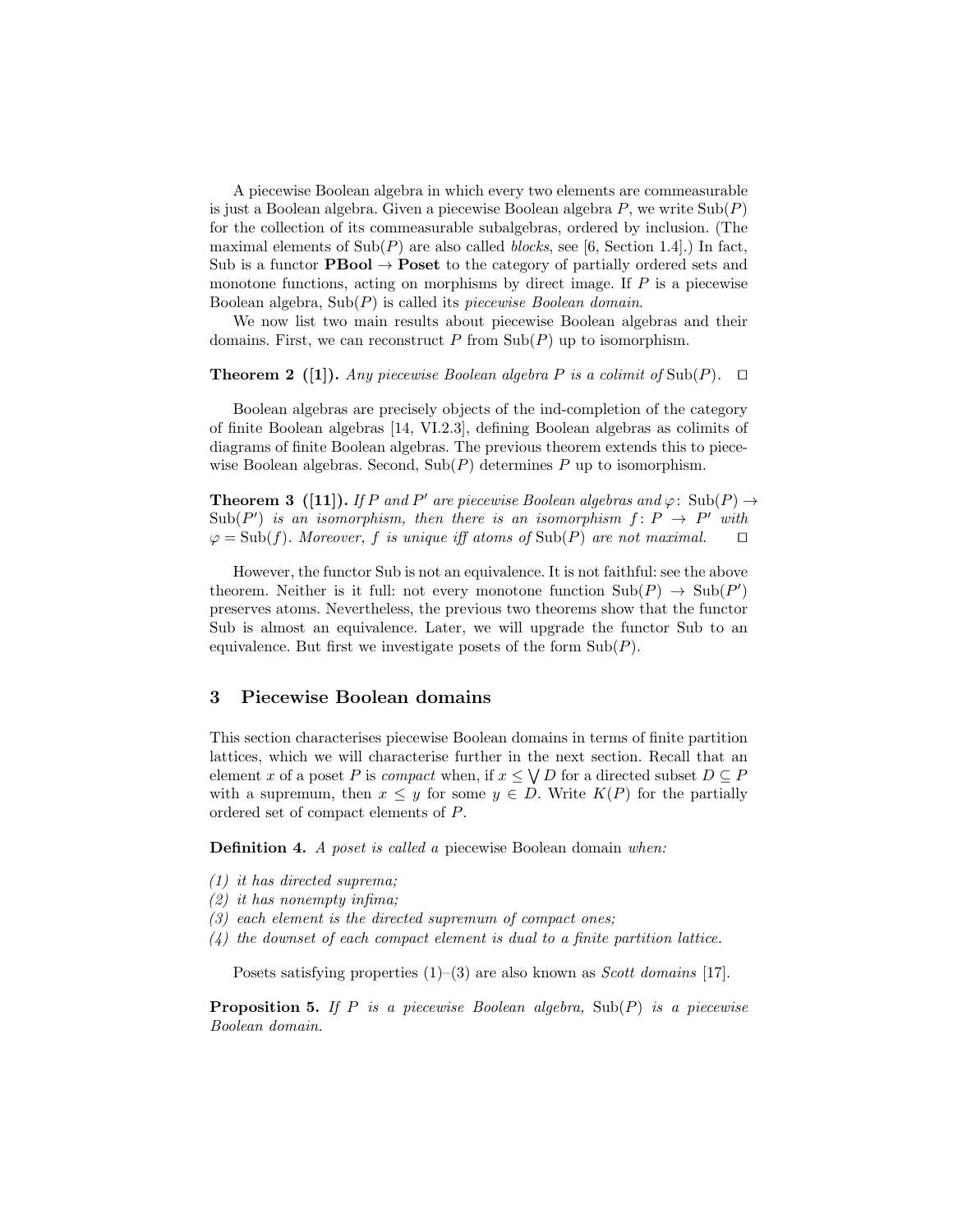A piecewise Boolean algebra in which every two elements are commeasurable is just a Boolean algebra. Given a piecewise Boolean algebra $P$, we write $\mathrm{Sub}(P)$ for the collection of its commeasurable subalgebras, ordered by inclusion. (The maximal elements of $\mathrm{Sub}(P)$ are also called *blocks*, see [6, Section 1.4].) In fact, Sub is a functor $\mathbf{PBool} \to \mathbf{Poset}$ to the category of partially ordered sets and monotone functions, acting on morphisms by direct image. If $P$ is a piecewise Boolean algebra, $\mathrm{Sub}(P)$ is called its *piecewise Boolean domain*.

We now list two main results about piecewise Boolean algebras and their domains. First, we can reconstruct $P$ from $\mathrm{Sub}(P)$ up to isomorphism.

**Theorem 2 ([1]).** *Any piecewise Boolean algebra $P$ is a colimit of $\mathrm{Sub}(P)$.* $\square$

Boolean algebras are precisely objects of the ind-completion of the category of finite Boolean algebras [14, VI.2.3], defining Boolean algebras as colimits of diagrams of finite Boolean algebras. The previous theorem extends this to piecewise Boolean algebras. Second, $\mathrm{Sub}(P)$ determines $P$ up to isomorphism.

**Theorem 3 ([11]).** *If $P$ and $P'$ are piecewise Boolean algebras and $\varphi\colon \mathrm{Sub}(P) \to \mathrm{Sub}(P')$ is an isomorphism, then there is an isomorphism $f\colon P \to P'$ with $\varphi = \mathrm{Sub}(f)$. Moreover, $f$ is unique iff atoms of $\mathrm{Sub}(P)$ are not maximal.* $\square$

However, the functor Sub is not an equivalence. It is not faithful: see the above theorem. Neither is it full: not every monotone function $\mathrm{Sub}(P) \to \mathrm{Sub}(P')$ preserves atoms. Nevertheless, the previous two theorems show that the functor Sub is almost an equivalence. Later, we will upgrade the functor Sub to an equivalence. But first we investigate posets of the form $\mathrm{Sub}(P)$.

## 3 Piecewise Boolean domains

This section characterises piecewise Boolean domains in terms of finite partition lattices, which we will characterise further in the next section. Recall that an element $x$ of a poset $P$ is *compact* when, if $x \leq \bigvee D$ for a directed subset $D \subseteq P$ with a supremum, then $x \leq y$ for some $y \in D$. Write $K(P)$ for the partially ordered set of compact elements of $P$.

**Definition 4.** *A poset is called a* piecewise Boolean domain *when:*

*(1) it has directed suprema;*
*(2) it has nonempty infima;*
*(3) each element is the directed supremum of compact ones;*
*(4) the downset of each compact element is dual to a finite partition lattice.*

Posets satisfying properties (1)–(3) are also known as *Scott domains* [17].

**Proposition 5.** *If $P$ is a piecewise Boolean algebra, $\mathrm{Sub}(P)$ is a piecewise Boolean domain.*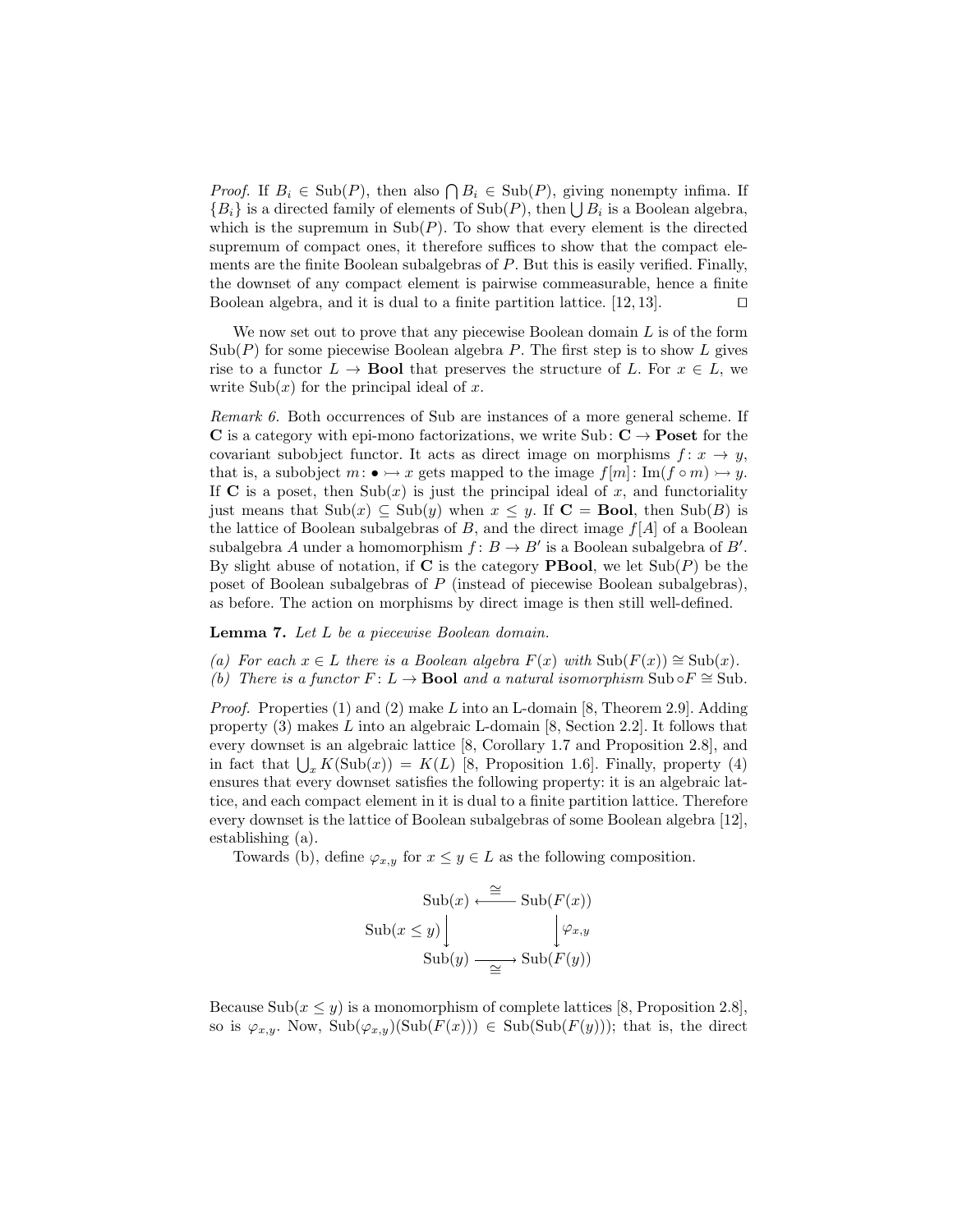*Proof.* If $B_i \in \mathrm{Sub}(P)$, then also $\bigcap B_i \in \mathrm{Sub}(P)$, giving nonempty infima. If $\{B_i\}$ is a directed family of elements of $\mathrm{Sub}(P)$, then $\bigcup B_i$ is a Boolean algebra, which is the supremum in $\mathrm{Sub}(P)$. To show that every element is the directed supremum of compact ones, it therefore suffices to show that the compact elements are the finite Boolean subalgebras of $P$. But this is easily verified. Finally, the downset of any compact element is pairwise commeasurable, hence a finite Boolean algebra, and it is dual to a finite partition lattice. [12, 13]. $\square$

We now set out to prove that any piecewise Boolean domain $L$ is of the form $\mathrm{Sub}(P)$ for some piecewise Boolean algebra $P$. The first step is to show $L$ gives rise to a functor $L \to \mathbf{Bool}$ that preserves the structure of $L$. For $x \in L$, we write $\mathrm{Sub}(x)$ for the principal ideal of $x$.

*Remark 6.* Both occurrences of Sub are instances of a more general scheme. If $\mathbf{C}$ is a category with epi-mono factorizations, we write $\mathrm{Sub}\colon \mathbf{C} \to \mathbf{Poset}$ for the covariant subobject functor. It acts as direct image on morphisms $f\colon x \to y$, that is, a subobject $m\colon \bullet \rightarrowtail x$ gets mapped to the image $f[m]\colon \mathrm{Im}(f \circ m) \rightarrowtail y$. If $\mathbf{C}$ is a poset, then $\mathrm{Sub}(x)$ is just the principal ideal of $x$, and functoriality just means that $\mathrm{Sub}(x) \subseteq \mathrm{Sub}(y)$ when $x \leq y$. If $\mathbf{C} = \mathbf{Bool}$, then $\mathrm{Sub}(B)$ is the lattice of Boolean subalgebras of $B$, and the direct image $f[A]$ of a Boolean subalgebra $A$ under a homomorphism $f\colon B \to B'$ is a Boolean subalgebra of $B'$. By slight abuse of notation, if $\mathbf{C}$ is the category $\mathbf{PBool}$, we let $\mathrm{Sub}(P)$ be the poset of Boolean subalgebras of $P$ (instead of piecewise Boolean subalgebras), as before. The action on morphisms by direct image is then still well-defined.

**Lemma 7.** *Let $L$ be a piecewise Boolean domain.*

*(a) For each $x \in L$ there is a Boolean algebra $F(x)$ with $\mathrm{Sub}(F(x)) \cong \mathrm{Sub}(x)$.*
*(b) There is a functor $F\colon L \to \mathbf{Bool}$ and a natural isomorphism $\mathrm{Sub} \circ F \cong \mathrm{Sub}$.*

*Proof.* Properties (1) and (2) make $L$ into an L-domain [8, Theorem 2.9]. Adding property (3) makes $L$ into an algebraic L-domain [8, Section 2.2]. It follows that every downset is an algebraic lattice [8, Corollary 1.7 and Proposition 2.8], and in fact that $\bigcup_x K(\mathrm{Sub}(x)) = K(L)$ [8, Proposition 1.6]. Finally, property (4) ensures that every downset satisfies the following property: it is an algebraic lattice, and each compact element in it is dual to a finite partition lattice. Therefore every downset is the lattice of Boolean subalgebras of some Boolean algebra [12], establishing (a).

Towards (b), define $\varphi_{x,y}$ for $x \leq y \in L$ as the following composition.

$$\begin{array}{ccc}
\mathrm{Sub}(x) & \xleftarrow{\;\cong\;} & \mathrm{Sub}(F(x)) \\
{\scriptstyle \mathrm{Sub}(x \leq y)}\big\downarrow & & \big\downarrow{\scriptstyle \varphi_{x,y}} \\
\mathrm{Sub}(y) & \xrightarrow[\;\cong\;]{} & \mathrm{Sub}(F(y))
\end{array}$$

Because $\mathrm{Sub}(x \leq y)$ is a monomorphism of complete lattices [8, Proposition 2.8], so is $\varphi_{x,y}$. Now, $\mathrm{Sub}(\varphi_{x,y})(\mathrm{Sub}(F(x))) \in \mathrm{Sub}(\mathrm{Sub}(F(y)))$; that is, the direct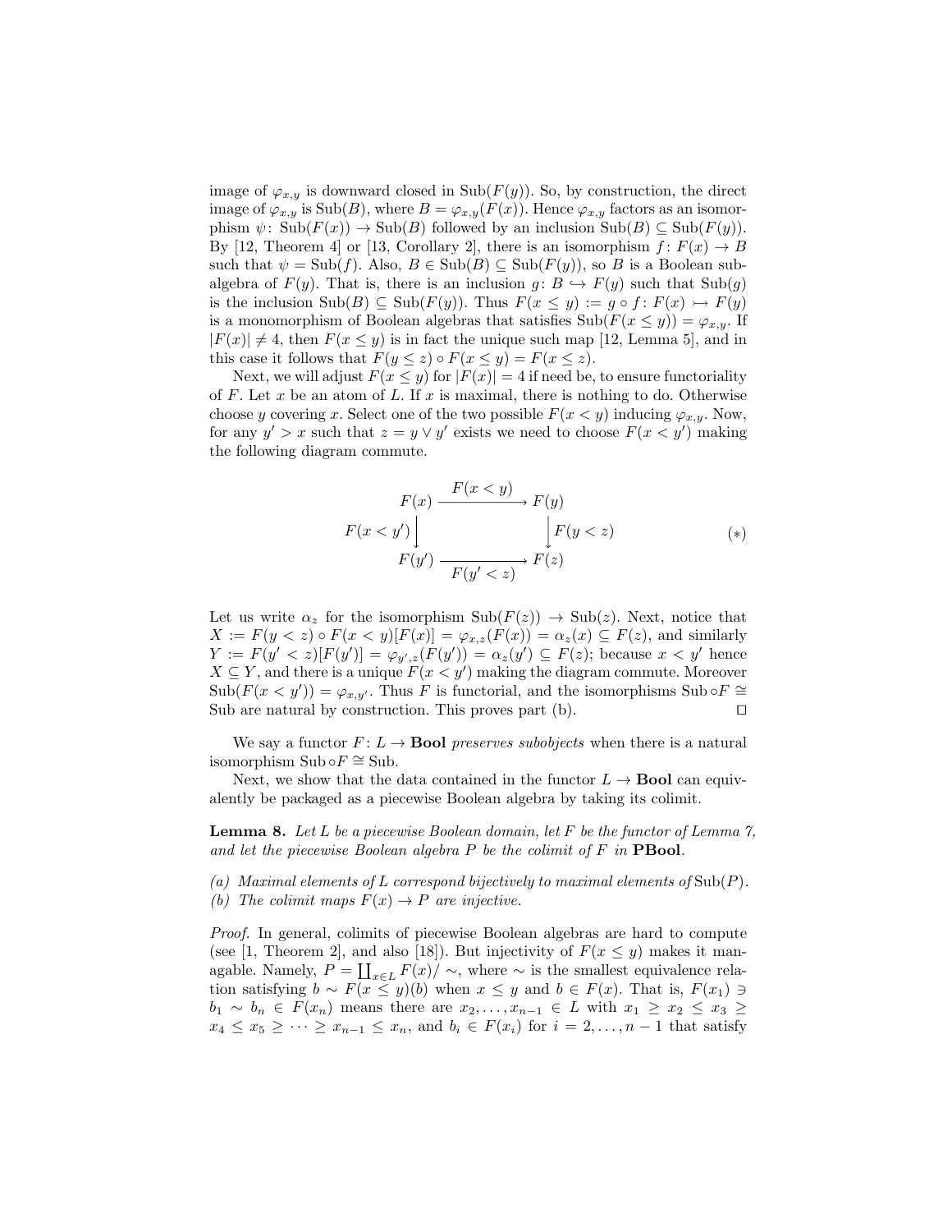image of $\varphi_{x,y}$ is downward closed in $\mathrm{Sub}(F(y))$. So, by construction, the direct image of $\varphi_{x,y}$ is $\mathrm{Sub}(B)$, where $B = \varphi_{x,y}(F(x))$. Hence $\varphi_{x,y}$ factors as an isomorphism $\psi\colon \mathrm{Sub}(F(x)) \to \mathrm{Sub}(B)$ followed by an inclusion $\mathrm{Sub}(B) \subseteq \mathrm{Sub}(F(y))$. By [12, Theorem 4] or [13, Corollary 2], there is an isomorphism $f\colon F(x) \to B$ such that $\psi = \mathrm{Sub}(f)$. Also, $B \in \mathrm{Sub}(B) \subseteq \mathrm{Sub}(F(y))$, so $B$ is a Boolean subalgebra of $F(y)$. That is, there is an inclusion $g\colon B \hookrightarrow F(y)$ such that $\mathrm{Sub}(g)$ is the inclusion $\mathrm{Sub}(B) \subseteq \mathrm{Sub}(F(y))$. Thus $F(x \leq y) := g \circ f\colon F(x) \rightarrowtail F(y)$ is a monomorphism of Boolean algebras that satisfies $\mathrm{Sub}(F(x \leq y)) = \varphi_{x,y}$. If $|F(x)| \neq 4$, then $F(x \leq y)$ is in fact the unique such map [12, Lemma 5], and in this case it follows that $F(y \leq z) \circ F(x \leq y) = F(x \leq z)$.

Next, we will adjust $F(x \leq y)$ for $|F(x)| = 4$ if need be, to ensure functoriality of $F$. Let $x$ be an atom of $L$. If $x$ is maximal, there is nothing to do. Otherwise choose $y$ covering $x$. Select one of the two possible $F(x < y)$ inducing $\varphi_{x,y}$. Now, for any $y' > x$ such that $z = y \vee y'$ exists we need to choose $F(x < y')$ making the following diagram commute.

$$\begin{array}{ccc} F(x) & \xrightarrow{F(x<y)} & F(y) \\ {\scriptstyle F(x<y')}\downarrow & & \downarrow{\scriptstyle F(y<z)} \\ F(y') & \xrightarrow[F(y'<z)]{} & F(z) \end{array} \qquad (*)$$

Let us write $\alpha_z$ for the isomorphism $\mathrm{Sub}(F(z)) \to \mathrm{Sub}(z)$. Next, notice that $X := F(y < z) \circ F(x < y)[F(x)] = \varphi_{x,z}(F(x)) = \alpha_z(x) \subseteq F(z)$, and similarly $Y := F(y' < z)[F(y')] = \varphi_{y',z}(F(y')) = \alpha_z(y') \subseteq F(z)$; because $x < y'$ hence $X \subseteq Y$, and there is a unique $F(x < y')$ making the diagram commute. Moreover $\mathrm{Sub}(F(x < y')) = \varphi_{x,y'}$. Thus $F$ is functorial, and the isomorphisms $\mathrm{Sub} \circ F \cong \mathrm{Sub}$ are natural by construction. This proves part (b). $\square$

We say a functor $F\colon L \to \mathbf{Bool}$ *preserves subobjects* when there is a natural isomorphism $\mathrm{Sub} \circ F \cong \mathrm{Sub}$.

Next, we show that the data contained in the functor $L \to \mathbf{Bool}$ can equivalently be packaged as a piecewise Boolean algebra by taking its colimit.

**Lemma 8.** *Let $L$ be a piecewise Boolean domain, let $F$ be the functor of Lemma 7, and let the piecewise Boolean algebra $P$ be the colimit of $F$ in* **PBool**.

*(a) Maximal elements of $L$ correspond bijectively to maximal elements of $\mathrm{Sub}(P)$.*
*(b) The colimit maps $F(x) \to P$ are injective.*

*Proof.* In general, colimits of piecewise Boolean algebras are hard to compute (see [1, Theorem 2], and also [18]). But injectivity of $F(x \leq y)$ makes it managable. Namely, $P = \coprod_{x \in L} F(x)/\sim$, where $\sim$ is the smallest equivalence relation satisfying $b \sim F(x \leq y)(b)$ when $x \leq y$ and $b \in F(x)$. That is, $F(x_1) \ni b_1 \sim b_n \in F(x_n)$ means there are $x_2, \ldots, x_{n-1} \in L$ with $x_1 \geq x_2 \leq x_3 \geq x_4 \leq x_5 \geq \cdots \geq x_{n-1} \leq x_n$, and $b_i \in F(x_i)$ for $i = 2, \ldots, n-1$ that satisfy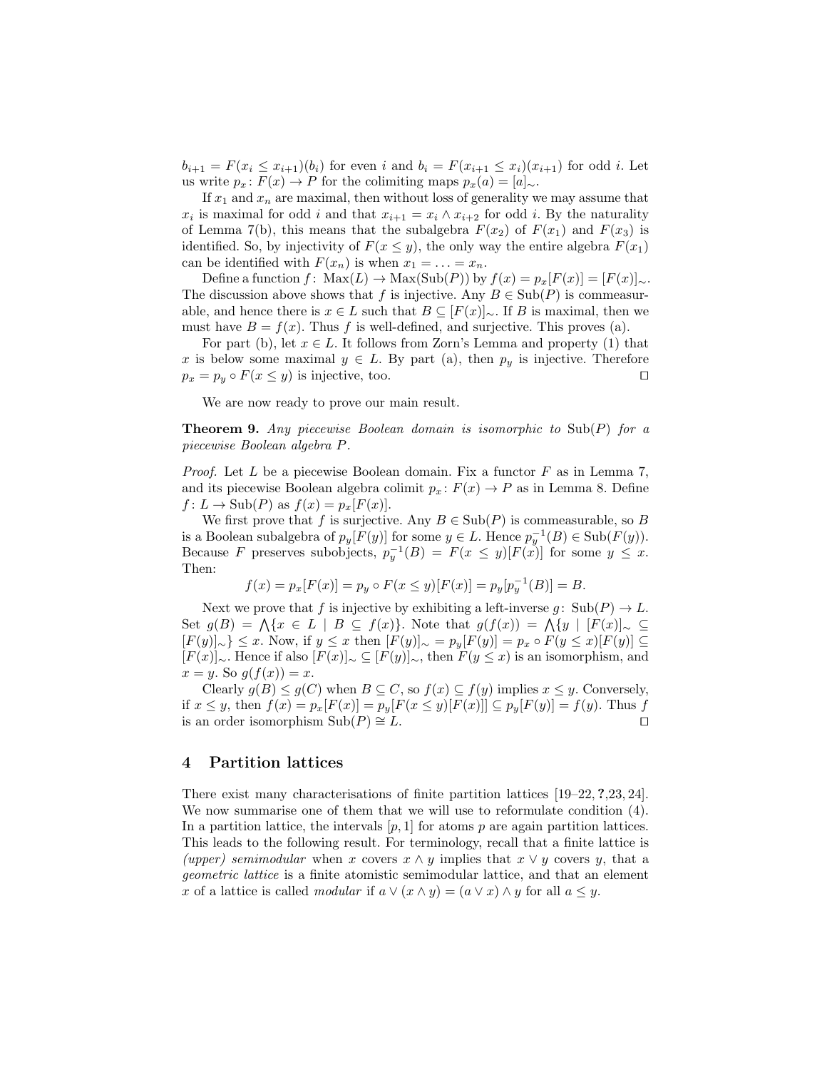$b_{i+1} = F(x_i \leq x_{i+1})(b_i)$ for even $i$ and $b_i = F(x_{i+1} \leq x_i)(x_{i+1})$ for odd $i$. Let us write $p_x \colon F(x) \to P$ for the colimiting maps $p_x(a) = [a]_\sim$.

If $x_1$ and $x_n$ are maximal, then without loss of generality we may assume that $x_i$ is maximal for odd $i$ and that $x_{i+1} = x_i \wedge x_{i+2}$ for odd $i$. By the naturality of Lemma 7(b), this means that the subalgebra $F(x_2)$ of $F(x_1)$ and $F(x_3)$ is identified. So, by injectivity of $F(x \leq y)$, the only way the entire algebra $F(x_1)$ can be identified with $F(x_n)$ is when $x_1 = \ldots = x_n$.

Define a function $f \colon \mathrm{Max}(L) \to \mathrm{Max}(\mathrm{Sub}(P))$ by $f(x) = p_x[F(x)] = [F(x)]_\sim$. The discussion above shows that $f$ is injective. Any $B \in \mathrm{Sub}(P)$ is commeasurable, and hence there is $x \in L$ such that $B \subseteq [F(x)]_\sim$. If $B$ is maximal, then we must have $B = f(x)$. Thus $f$ is well-defined, and surjective. This proves (a).

For part (b), let $x \in L$. It follows from Zorn's Lemma and property (1) that $x$ is below some maximal $y \in L$. By part (a), then $p_y$ is injective. Therefore $p_x = p_y \circ F(x \leq y)$ is injective, too. □

We are now ready to prove our main result.

**Theorem 9.** *Any piecewise Boolean domain is isomorphic to* $\mathrm{Sub}(P)$ *for a piecewise Boolean algebra* $P$.

*Proof.* Let $L$ be a piecewise Boolean domain. Fix a functor $F$ as in Lemma 7, and its piecewise Boolean algebra colimit $p_x \colon F(x) \to P$ as in Lemma 8. Define $f \colon L \to \mathrm{Sub}(P)$ as $f(x) = p_x[F(x)]$.

We first prove that $f$ is surjective. Any $B \in \mathrm{Sub}(P)$ is commeasurable, so $B$ is a Boolean subalgebra of $p_y[F(y)]$ for some $y \in L$. Hence $p_y^{-1}(B) \in \mathrm{Sub}(F(y))$. Because $F$ preserves subobjects, $p_y^{-1}(B) = F(x \leq y)[F(x)]$ for some $y \leq x$. Then:

$$f(x) = p_x[F(x)] = p_y \circ F(x \leq y)[F(x)] = p_y[p_y^{-1}(B)] = B.$$

Next we prove that $f$ is injective by exhibiting a left-inverse $g \colon \mathrm{Sub}(P) \to L$. Set $g(B) = \bigwedge\{x \in L \mid B \subseteq f(x)\}$. Note that $g(f(x)) = \bigwedge\{y \mid [F(x)]_\sim \subseteq [F(y)]_\sim\} \leq x$. Now, if $y \leq x$ then $[F(y)]_\sim = p_y[F(y)] = p_x \circ F(y \leq x)[F(y)] \subseteq [F(x)]_\sim$. Hence if also $[F(x)]_\sim \subseteq [F(y)]_\sim$, then $F(y \leq x)$ is an isomorphism, and $x = y$. So $g(f(x)) = x$.

Clearly $g(B) \leq g(C)$ when $B \subseteq C$, so $f(x) \subseteq f(y)$ implies $x \leq y$. Conversely, if $x \leq y$, then $f(x) = p_x[F(x)] = p_y[F(x \leq y)[F(x)]] \subseteq p_y[F(y)] = f(y)$. Thus $f$ is an order isomorphism $\mathrm{Sub}(P) \cong L$. □

## 4 Partition lattices

There exist many characterisations of finite partition lattices [19–22, ?, 23, 24]. We now summarise one of them that we will use to reformulate condition (4). In a partition lattice, the intervals $[p, 1]$ for atoms $p$ are again partition lattices. This leads to the following result. For terminology, recall that a finite lattice is *(upper) semimodular* when $x$ covers $x \wedge y$ implies that $x \vee y$ covers $y$, that a *geometric lattice* is a finite atomistic semimodular lattice, and that an element $x$ of a lattice is called *modular* if $a \vee (x \wedge y) = (a \vee x) \wedge y$ for all $a \leq y$.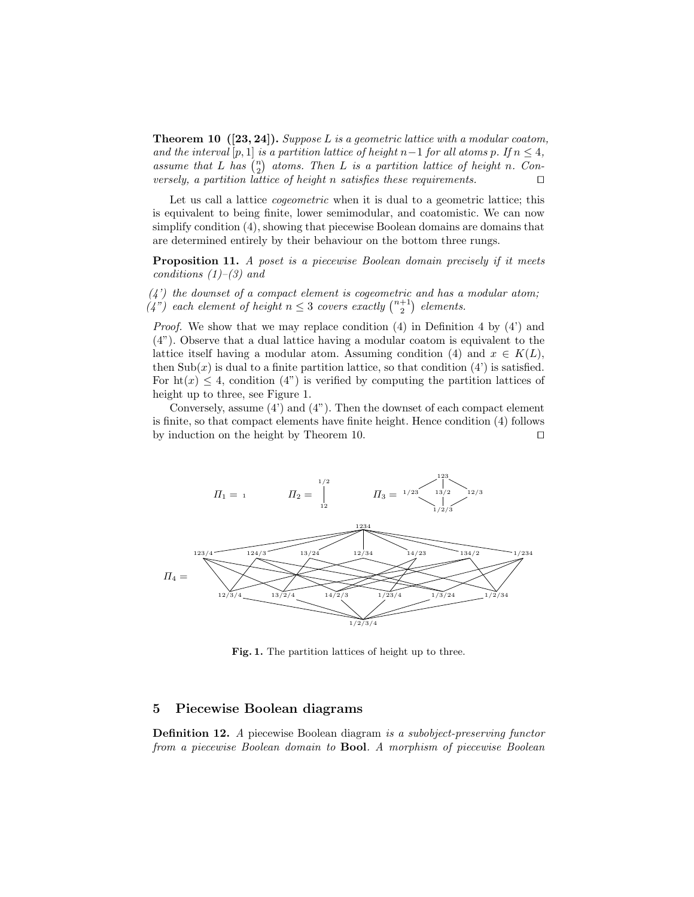**Theorem 10 ([23, 24]).** *Suppose $L$ is a geometric lattice with a modular coatom, and the interval $[p, 1]$ is a partition lattice of height $n-1$ for all atoms $p$. If $n \leq 4$, assume that $L$ has $\binom{n}{2}$ atoms. Then $L$ is a partition lattice of height $n$. Conversely, a partition lattice of height $n$ satisfies these requirements.* □

Let us call a lattice *cogeometric* when it is dual to a geometric lattice; this is equivalent to being finite, lower semimodular, and coatomistic. We can now simplify condition (4), showing that piecewise Boolean domains are domains that are determined entirely by their behaviour on the bottom three rungs.

**Proposition 11.** *A poset is a piecewise Boolean domain precisely if it meets conditions (1)–(3) and*

*(4') the downset of a compact element is cogeometric and has a modular atom;*
*(4") each element of height $n \leq 3$ covers exactly $\binom{n+1}{2}$ elements.*

*Proof.* We show that we may replace condition (4) in Definition 4 by (4') and (4"). Observe that a dual lattice having a modular coatom is equivalent to the lattice itself having a modular atom. Assuming condition (4) and $x \in K(L)$, then $\mathrm{Sub}(x)$ is dual to a finite partition lattice, so that condition (4') is satisfied. For $\mathrm{ht}(x) \leq 4$, condition (4") is verified by computing the partition lattices of height up to three, see Figure 1.

Conversely, assume (4') and (4"). Then the downset of each compact element is finite, so that compact elements have finite height. Hence condition (4) follows by induction on the height by Theorem 10. □

**Fig. 1.** The partition lattices of height up to three.

## 5 Piecewise Boolean diagrams

**Definition 12.** *A* piecewise Boolean diagram *is a subobject-preserving functor from a piecewise Boolean domain to* **Bool**. *A morphism of piecewise Boolean*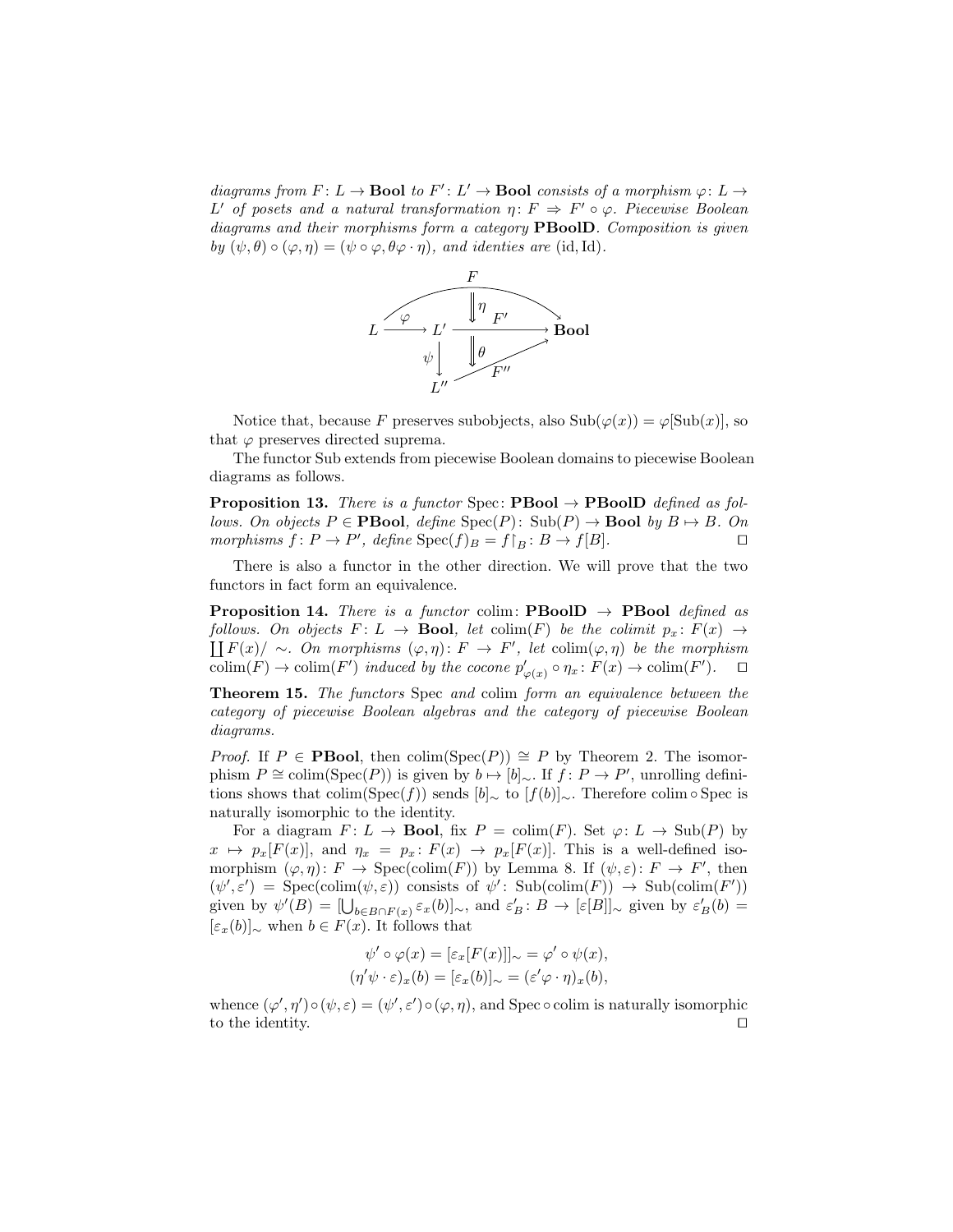*diagrams from $F\colon L \to \mathbf{Bool}$ to $F'\colon L' \to \mathbf{Bool}$ consists of a morphism $\varphi\colon L \to L'$ of posets and a natural transformation $\eta\colon F \Rightarrow F' \circ \varphi$. Piecewise Boolean diagrams and their morphisms form a category* **PBoolD**. *Composition is given by $(\psi, \theta) \circ (\varphi, \eta) = (\psi \circ \varphi, \theta\varphi \cdot \eta)$, and identies are $(\mathrm{id}, \mathrm{Id})$.*

$$
\begin{array}{ccccc}
 & & F & & \\
 & & \Downarrow \eta & & \\
L & \xrightarrow{\varphi} & L' & \xrightarrow{F'} & \mathbf{Bool} \\
 & & \psi \downarrow \quad \Downarrow \theta & \nearrow_{F''} & \\
 & & L'' & &
\end{array}
$$

Notice that, because $F$ preserves subobjects, also $\mathrm{Sub}(\varphi(x)) = \varphi[\mathrm{Sub}(x)]$, so that $\varphi$ preserves directed suprema.

The functor Sub extends from piecewise Boolean domains to piecewise Boolean diagrams as follows.

**Proposition 13.** *There is a functor* $\mathrm{Spec}\colon \mathbf{PBool} \to \mathbf{PBoolD}$ *defined as follows. On objects $P \in \mathbf{PBool}$, define $\mathrm{Spec}(P)\colon \mathrm{Sub}(P) \to \mathbf{Bool}$ by $B \mapsto B$. On morphisms $f\colon P \to P'$, define $\mathrm{Spec}(f)_B = f\restriction_B\colon B \to f[B]$.* □

There is also a functor in the other direction. We will prove that the two functors in fact form an equivalence.

**Proposition 14.** *There is a functor* $\mathrm{colim}\colon \mathbf{PBoolD} \to \mathbf{PBool}$ *defined as follows. On objects $F\colon L \to \mathbf{Bool}$, let $\mathrm{colim}(F)$ be the colimit $p_x\colon F(x) \to \coprod F(x)/\sim$. On morphisms $(\varphi, \eta)\colon F \to F'$, let $\mathrm{colim}(\varphi, \eta)$ be the morphism $\mathrm{colim}(F) \to \mathrm{colim}(F')$ induced by the cocone $p'_{\varphi(x)} \circ \eta_x\colon F(x) \to \mathrm{colim}(F')$.* □

**Theorem 15.** *The functors* Spec *and* colim *form an equivalence between the category of piecewise Boolean algebras and the category of piecewise Boolean diagrams.*

*Proof.* If $P \in \mathbf{PBool}$, then $\mathrm{colim}(\mathrm{Spec}(P)) \cong P$ by Theorem 2. The isomorphism $P \cong \mathrm{colim}(\mathrm{Spec}(P))$ is given by $b \mapsto [b]_\sim$. If $f\colon P \to P'$, unrolling definitions shows that $\mathrm{colim}(\mathrm{Spec}(f))$ sends $[b]_\sim$ to $[f(b)]_\sim$. Therefore colim ∘ Spec is naturally isomorphic to the identity.

For a diagram $F\colon L \to \mathbf{Bool}$, fix $P = \mathrm{colim}(F)$. Set $\varphi\colon L \to \mathrm{Sub}(P)$ by $x \mapsto p_x[F(x)]$, and $\eta_x = p_x\colon F(x) \to p_x[F(x)]$. This is a well-defined isomorphism $(\varphi, \eta)\colon F \to \mathrm{Spec}(\mathrm{colim}(F))$ by Lemma 8. If $(\psi, \varepsilon)\colon F \to F'$, then $(\psi', \varepsilon') = \mathrm{Spec}(\mathrm{colim}(\psi, \varepsilon))$ consists of $\psi'\colon \mathrm{Sub}(\mathrm{colim}(F)) \to \mathrm{Sub}(\mathrm{colim}(F'))$ given by $\psi'(B) = [\bigcup_{b \in B \cap F(x)} \varepsilon_x(b)]_\sim$, and $\varepsilon'_B\colon B \to [\varepsilon[B]]_\sim$ given by $\varepsilon'_B(b) = [\varepsilon_x(b)]_\sim$ when $b \in F(x)$. It follows that

$$
\psi' \circ \varphi(x) = [\varepsilon_x[F(x)]]_\sim = \varphi' \circ \psi(x),
$$
$$
(\eta'\psi \cdot \varepsilon)_x(b) = [\varepsilon_x(b)]_\sim = (\varepsilon'\varphi \cdot \eta)_x(b),
$$

whence $(\varphi', \eta') \circ (\psi, \varepsilon) = (\psi', \varepsilon') \circ (\varphi, \eta)$, and Spec ∘ colim is naturally isomorphic to the identity. □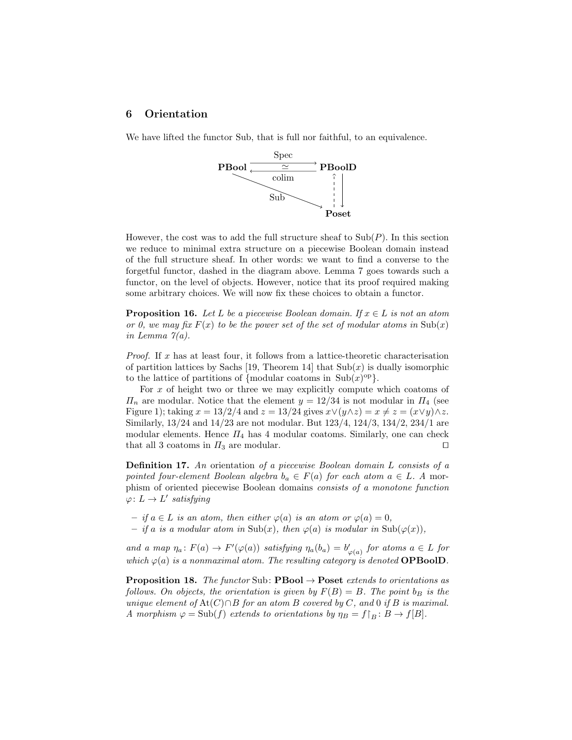## 6 Orientation

We have lifted the functor Sub, that is full nor faithful, to an equivalence.

$$
\begin{array}{ccc}
\mathbf{PBool} & \underset{\text{colim}}{\overset{\text{Spec}}{\underset{\longleftarrow}{\overset{\longrightarrow}{\simeq}}}} & \mathbf{PBoolD} \\
& \searrow^{\text{Sub}} & \uparrow \downarrow \\
& & \mathbf{Poset}
\end{array}
$$

However, the cost was to add the full structure sheaf to $\mathrm{Sub}(P)$. In this section we reduce to minimal extra structure on a piecewise Boolean domain instead of the full structure sheaf. In other words: we want to find a converse to the forgetful functor, dashed in the diagram above. Lemma 7 goes towards such a functor, on the level of objects. However, notice that its proof required making some arbitrary choices. We will now fix these choices to obtain a functor.

**Proposition 16.** *Let $L$ be a piecewise Boolean domain. If $x \in L$ is not an atom or 0, we may fix $F(x)$ to be the power set of the set of modular atoms in $\mathrm{Sub}(x)$ in Lemma 7(a).*

*Proof.* If $x$ has at least four, it follows from a lattice-theoretic characterisation of partition lattices by Sachs [19, Theorem 14] that $\mathrm{Sub}(x)$ is dually isomorphic to the lattice of partitions of $\{\text{modular coatoms in } \mathrm{Sub}(x)^{\mathrm{op}}\}$.

For $x$ of height two or three we may explicitly compute which coatoms of $\Pi_n$ are modular. Notice that the element $y = 12/34$ is not modular in $\Pi_4$ (see Figure 1); taking $x = 13/2/4$ and $z = 13/24$ gives $x \vee (y \wedge z) = x \neq z = (x \vee y) \wedge z$. Similarly, $13/24$ and $14/23$ are not modular. But $123/4$, $124/3$, $134/2$, $234/1$ are modular elements. Hence $\Pi_4$ has 4 modular coatoms. Similarly, one can check that all 3 coatoms in $\Pi_3$ are modular. □

**Definition 17.** *An* orientation *of a piecewise Boolean domain $L$ consists of a pointed four-element Boolean algebra $b_a \in F(a)$ for each atom $a \in L$. A* morphism of oriented piecewise Boolean domains *consists of a monotone function $\varphi \colon L \to L'$ satisfying*

- *if $a \in L$ is an atom, then either $\varphi(a)$ is an atom or $\varphi(a) = 0$,*
- *if $a$ is a modular atom in $\mathrm{Sub}(x)$, then $\varphi(a)$ is modular in $\mathrm{Sub}(\varphi(x))$,*

*and a map $\eta_a \colon F(a) \to F'(\varphi(a))$ satisfying $\eta_a(b_a) = b'_{\varphi(a)}$ for atoms $a \in L$ for which $\varphi(a)$ is a nonmaximal atom. The resulting category is denoted* **OPBoolD**.

**Proposition 18.** *The functor $\mathrm{Sub} \colon \mathbf{PBool} \to \mathbf{Poset}$ extends to orientations as follows. On objects, the orientation is given by $F(B) = B$. The point $b_B$ is the unique element of $\mathrm{At}(C) \cap B$ for an atom $B$ covered by $C$, and 0 if $B$ is maximal. A morphism $\varphi = \mathrm{Sub}(f)$ extends to orientations by $\eta_B = f\!\restriction_B \colon B \to f[B]$.*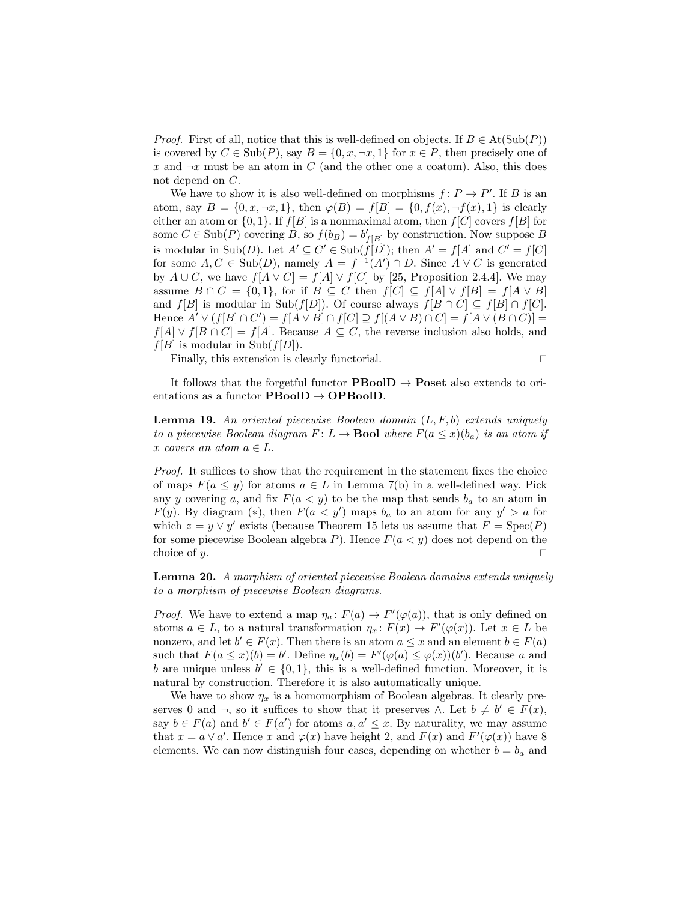*Proof.* First of all, notice that this is well-defined on objects. If $B \in \mathrm{At}(\mathrm{Sub}(P))$ is covered by $C \in \mathrm{Sub}(P)$, say $B = \{0, x, \neg x, 1\}$ for $x \in P$, then precisely one of $x$ and $\neg x$ must be an atom in $C$ (and the other one a coatom). Also, this does not depend on $C$.

We have to show it is also well-defined on morphisms $f\colon P \to P'$. If $B$ is an atom, say $B = \{0, x, \neg x, 1\}$, then $\varphi(B) = f[B] = \{0, f(x), \neg f(x), 1\}$ is clearly either an atom or $\{0, 1\}$. If $f[B]$ is a nonmaximal atom, then $f[C]$ covers $f[B]$ for some $C \in \mathrm{Sub}(P)$ covering $B$, so $f(b_B) = b'_{f[B]}$ by construction. Now suppose $B$ is modular in $\mathrm{Sub}(D)$. Let $A' \subseteq C' \in \mathrm{Sub}(f[D])$; then $A' = f[A]$ and $C' = f[C]$ for some $A, C \in \mathrm{Sub}(D)$, namely $A = f^{-1}(A') \cap D$. Since $A \vee C$ is generated by $A \cup C$, we have $f[A \vee C] = f[A] \vee f[C]$ by [25, Proposition 2.4.4]. We may assume $B \cap C = \{0, 1\}$, for if $B \subseteq C$ then $f[C] \subseteq f[A] \vee f[B] = f[A \vee B]$ and $f[B]$ is modular in $\mathrm{Sub}(f[D])$. Of course always $f[B \cap C] \subseteq f[B] \cap f[C]$. Hence $A' \vee (f[B] \cap C') = f[A \vee B] \cap f[C] \supseteq f[(A \vee B) \cap C] = f[A \vee (B \cap C)] = f[A] \vee f[B \cap C] = f[A]$. Because $A \subseteq C$, the reverse inclusion also holds, and $f[B]$ is modular in $\mathrm{Sub}(f[D])$.

Finally, this extension is clearly functorial. $\square$

It follows that the forgetful functor $\mathbf{PBoolD} \to \mathbf{Poset}$ also extends to orientations as a functor $\mathbf{PBoolD} \to \mathbf{OPBoolD}$.

**Lemma 19.** *An oriented piecewise Boolean domain $(L, F, b)$ extends uniquely to a piecewise Boolean diagram $F\colon L \to \mathbf{Bool}$ where $F(a \leq x)(b_a)$ is an atom if $x$ covers an atom $a \in L$.*

*Proof.* It suffices to show that the requirement in the statement fixes the choice of maps $F(a \leq y)$ for atoms $a \in L$ in Lemma 7(b) in a well-defined way. Pick any $y$ covering $a$, and fix $F(a < y)$ to be the map that sends $b_a$ to an atom in $F(y)$. By diagram $(*)$, then $F(a < y')$ maps $b_a$ to an atom for any $y' > a$ for which $z = y \vee y'$ exists (because Theorem 15 lets us assume that $F = \mathrm{Spec}(P)$ for some piecewise Boolean algebra $P$). Hence $F(a < y)$ does not depend on the choice of $y$. $\square$

**Lemma 20.** *A morphism of oriented piecewise Boolean domains extends uniquely to a morphism of piecewise Boolean diagrams.*

*Proof.* We have to extend a map $\eta_a\colon F(a) \to F'(\varphi(a))$, that is only defined on atoms $a \in L$, to a natural transformation $\eta_x\colon F(x) \to F'(\varphi(x))$. Let $x \in L$ be nonzero, and let $b' \in F(x)$. Then there is an atom $a \leq x$ and an element $b \in F(a)$ such that $F(a \leq x)(b) = b'$. Define $\eta_x(b) = F'(\varphi(a) \leq \varphi(x))(b')$. Because $a$ and $b$ are unique unless $b' \in \{0, 1\}$, this is a well-defined function. Moreover, it is natural by construction. Therefore it is also automatically unique.

We have to show $\eta_x$ is a homomorphism of Boolean algebras. It clearly preserves $0$ and $\neg$, so it suffices to show that it preserves $\wedge$. Let $b \neq b' \in F(x)$, say $b \in F(a)$ and $b' \in F(a')$ for atoms $a, a' \leq x$. By naturality, we may assume that $x = a \vee a'$. Hence $x$ and $\varphi(x)$ have height 2, and $F(x)$ and $F'(\varphi(x))$ have 8 elements. We can now distinguish four cases, depending on whether $b = b_a$ and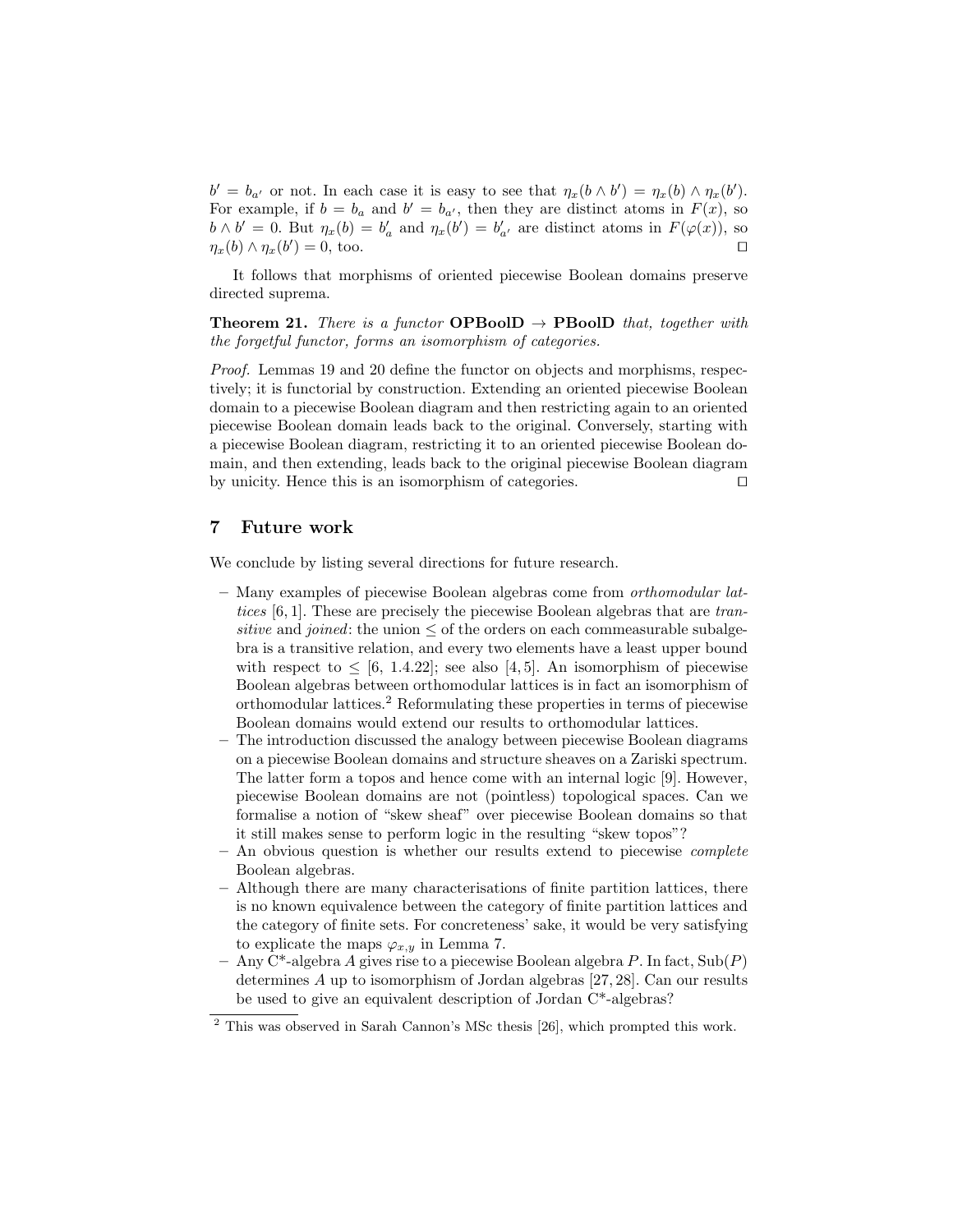$b' = b_{a'}$ or not. In each case it is easy to see that $\eta_x(b \wedge b') = \eta_x(b) \wedge \eta_x(b')$. For example, if $b = b_a$ and $b' = b_{a'}$, then they are distinct atoms in $F(x)$, so $b \wedge b' = 0$. But $\eta_x(b) = b'_a$ and $\eta_x(b') = b'_{a'}$ are distinct atoms in $F(\varphi(x))$, so $\eta_x(b) \wedge \eta_x(b') = 0$, too. □

It follows that morphisms of oriented piecewise Boolean domains preserve directed suprema.

**Theorem 21.** *There is a functor* **OPBoolD** $\to$ **PBoolD** *that, together with the forgetful functor, forms an isomorphism of categories.*

*Proof.* Lemmas 19 and 20 define the functor on objects and morphisms, respectively; it is functorial by construction. Extending an oriented piecewise Boolean domain to a piecewise Boolean diagram and then restricting again to an oriented piecewise Boolean domain leads back to the original. Conversely, starting with a piecewise Boolean diagram, restricting it to an oriented piecewise Boolean domain, and then extending, leads back to the original piecewise Boolean diagram by unicity. Hence this is an isomorphism of categories. □

## 7 Future work

We conclude by listing several directions for future research.

- Many examples of piecewise Boolean algebras come from *orthomodular lattices* [6, 1]. These are precisely the piecewise Boolean algebras that are *transitive* and *joined*: the union $\leq$ of the orders on each commeasurable subalgebra is a transitive relation, and every two elements have a least upper bound with respect to $\leq$ [6, 1.4.22]; see also [4, 5]. An isomorphism of piecewise Boolean algebras between orthomodular lattices is in fact an isomorphism of orthomodular lattices.[2] Reformulating these properties in terms of piecewise Boolean domains would extend our results to orthomodular lattices.
- The introduction discussed the analogy between piecewise Boolean diagrams on a piecewise Boolean domains and structure sheaves on a Zariski spectrum. The latter form a topos and hence come with an internal logic [9]. However, piecewise Boolean domains are not (pointless) topological spaces. Can we formalise a notion of "skew sheaf" over piecewise Boolean domains so that it still makes sense to perform logic in the resulting "skew topos"?
- An obvious question is whether our results extend to piecewise *complete* Boolean algebras.
- Although there are many characterisations of finite partition lattices, there is no known equivalence between the category of finite partition lattices and the category of finite sets. For concreteness' sake, it would be very satisfying to explicate the maps $\varphi_{x,y}$ in Lemma 7.
- Any C*-algebra $A$ gives rise to a piecewise Boolean algebra $P$. In fact, $\mathrm{Sub}(P)$ determines $A$ up to isomorphism of Jordan algebras [27, 28]. Can our results be used to give an equivalent description of Jordan C*-algebras?

[2] This was observed in Sarah Cannon's MSc thesis [26], which prompted this work.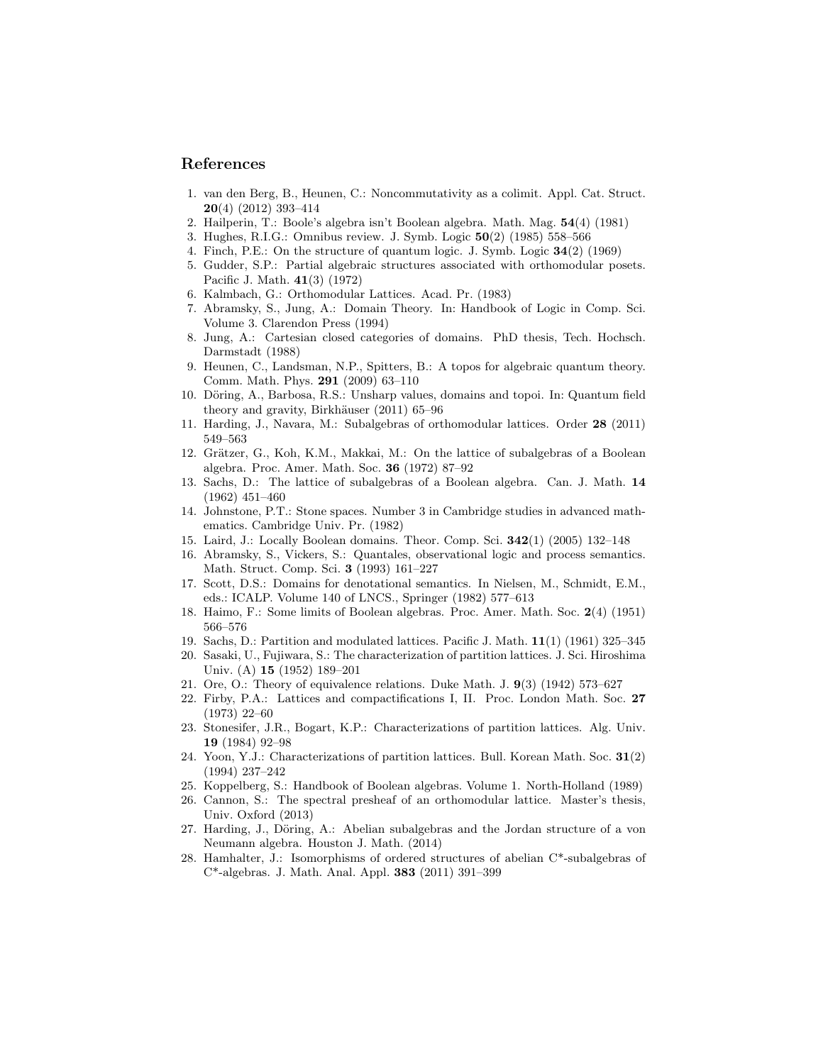## References

1. van den Berg, B., Heunen, C.: Noncommutativity as a colimit. Appl. Cat. Struct. **20**(4) (2012) 393–414
2. Hailperin, T.: Boole's algebra isn't Boolean algebra. Math. Mag. **54**(4) (1981)
3. Hughes, R.I.G.: Omnibus review. J. Symb. Logic **50**(2) (1985) 558–566
4. Finch, P.E.: On the structure of quantum logic. J. Symb. Logic **34**(2) (1969)
5. Gudder, S.P.: Partial algebraic structures associated with orthomodular posets. Pacific J. Math. **41**(3) (1972)
6. Kalmbach, G.: Orthomodular Lattices. Acad. Pr. (1983)
7. Abramsky, S., Jung, A.: Domain Theory. In: Handbook of Logic in Comp. Sci. Volume 3. Clarendon Press (1994)
8. Jung, A.: Cartesian closed categories of domains. PhD thesis, Tech. Hochsch. Darmstadt (1988)
9. Heunen, C., Landsman, N.P., Spitters, B.: A topos for algebraic quantum theory. Comm. Math. Phys. **291** (2009) 63–110
10. Döring, A., Barbosa, R.S.: Unsharp values, domains and topoi. In: Quantum field theory and gravity, Birkhäuser (2011) 65–96
11. Harding, J., Navara, M.: Subalgebras of orthomodular lattices. Order **28** (2011) 549–563
12. Grätzer, G., Koh, K.M., Makkai, M.: On the lattice of subalgebras of a Boolean algebra. Proc. Amer. Math. Soc. **36** (1972) 87–92
13. Sachs, D.: The lattice of subalgebras of a Boolean algebra. Can. J. Math. **14** (1962) 451–460
14. Johnstone, P.T.: Stone spaces. Number 3 in Cambridge studies in advanced mathematics. Cambridge Univ. Pr. (1982)
15. Laird, J.: Locally Boolean domains. Theor. Comp. Sci. **342**(1) (2005) 132–148
16. Abramsky, S., Vickers, S.: Quantales, observational logic and process semantics. Math. Struct. Comp. Sci. **3** (1993) 161–227
17. Scott, D.S.: Domains for denotational semantics. In Nielsen, M., Schmidt, E.M., eds.: ICALP. Volume 140 of LNCS., Springer (1982) 577–613
18. Haimo, F.: Some limits of Boolean algebras. Proc. Amer. Math. Soc. **2**(4) (1951) 566–576
19. Sachs, D.: Partition and modulated lattices. Pacific J. Math. **11**(1) (1961) 325–345
20. Sasaki, U., Fujiwara, S.: The characterization of partition lattices. J. Sci. Hiroshima Univ. (A) **15** (1952) 189–201
21. Ore, O.: Theory of equivalence relations. Duke Math. J. **9**(3) (1942) 573–627
22. Firby, P.A.: Lattices and compactifications I, II. Proc. London Math. Soc. **27** (1973) 22–60
23. Stonesifer, J.R., Bogart, K.P.: Characterizations of partition lattices. Alg. Univ. **19** (1984) 92–98
24. Yoon, Y.J.: Characterizations of partition lattices. Bull. Korean Math. Soc. **31**(2) (1994) 237–242
25. Koppelberg, S.: Handbook of Boolean algebras. Volume 1. North-Holland (1989)
26. Cannon, S.: The spectral presheaf of an orthomodular lattice. Master's thesis, Univ. Oxford (2013)
27. Harding, J., Döring, A.: Abelian subalgebras and the Jordan structure of a von Neumann algebra. Houston J. Math. (2014)
28. Hamhalter, J.: Isomorphisms of ordered structures of abelian C*-subalgebras of C*-algebras. J. Math. Anal. Appl. **383** (2011) 391–399